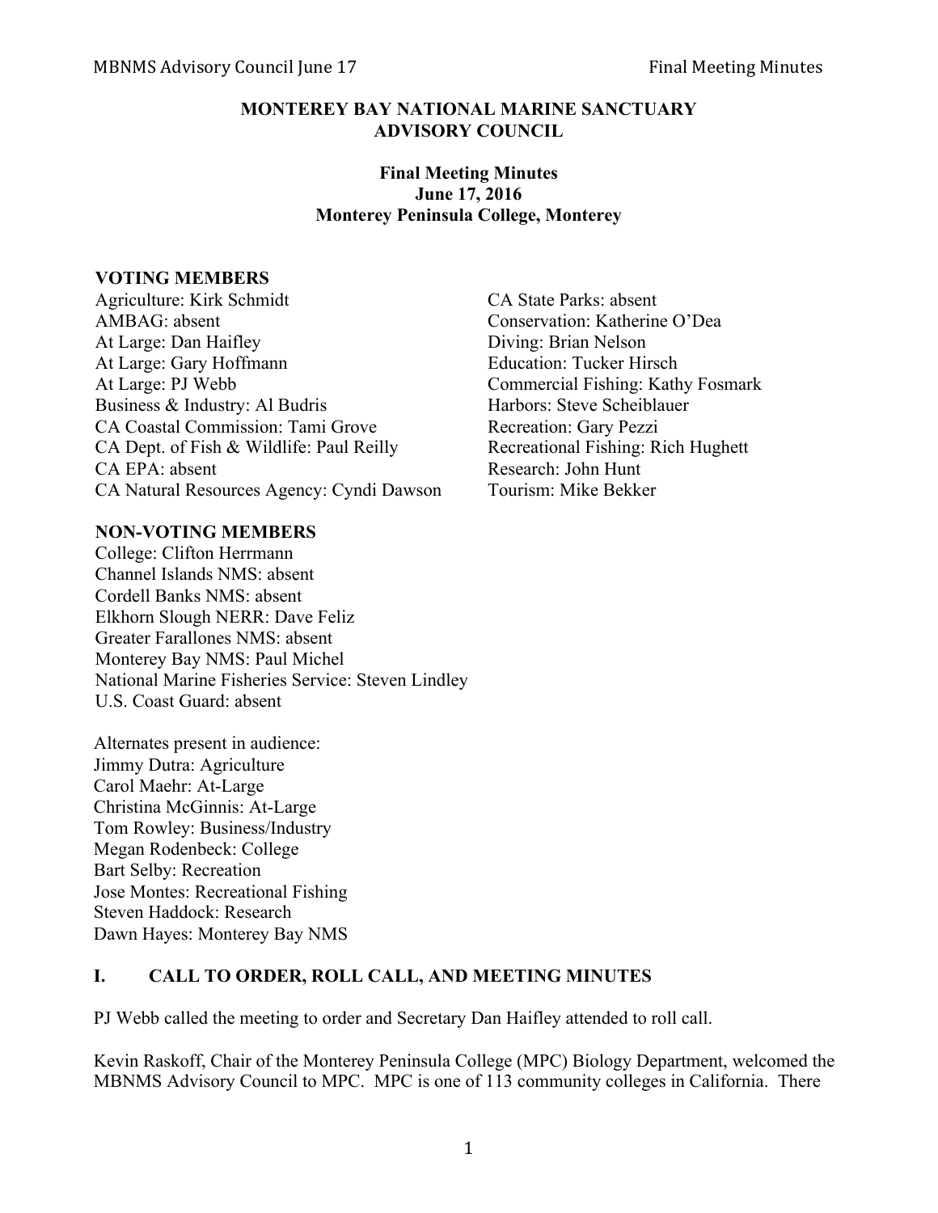# MONTEREY BAY NATIONAL MARINE SANCTUARY ADVISORY COUNCIL

**Final Meeting Minutes**
**June 17, 2016**
**Monterey Peninsula College, Monterey**

### VOTING MEMBERS

Agriculture: Kirk Schmidt
AMBAG: absent
At Large: Dan Haifley
At Large: Gary Hoffmann
At Large: PJ Webb
Business & Industry: Al Budris
CA Coastal Commission: Tami Grove
CA Dept. of Fish & Wildlife: Paul Reilly
CA EPA: absent
CA Natural Resources Agency: Cyndi Dawson
CA State Parks: absent
Conservation: Katherine O'Dea
Diving: Brian Nelson
Education: Tucker Hirsch
Commercial Fishing: Kathy Fosmark
Harbors: Steve Scheiblauer
Recreation: Gary Pezzi
Recreational Fishing: Rich Hughett
Research: John Hunt
Tourism: Mike Bekker

### NON-VOTING MEMBERS

College: Clifton Herrmann
Channel Islands NMS: absent
Cordell Banks NMS: absent
Elkhorn Slough NERR: Dave Feliz
Greater Farallones NMS: absent
Monterey Bay NMS: Paul Michel
National Marine Fisheries Service: Steven Lindley
U.S. Coast Guard: absent

Alternates present in audience:
Jimmy Dutra: Agriculture
Carol Maehr: At-Large
Christina McGinnis: At-Large
Tom Rowley: Business/Industry
Megan Rodenbeck: College
Bart Selby: Recreation
Jose Montes: Recreational Fishing
Steven Haddock: Research
Dawn Hayes: Monterey Bay NMS

## I. CALL TO ORDER, ROLL CALL, AND MEETING MINUTES

PJ Webb called the meeting to order and Secretary Dan Haifley attended to roll call.

Kevin Raskoff, Chair of the Monterey Peninsula College (MPC) Biology Department, welcomed the MBNMS Advisory Council to MPC. MPC is one of 113 community colleges in California. There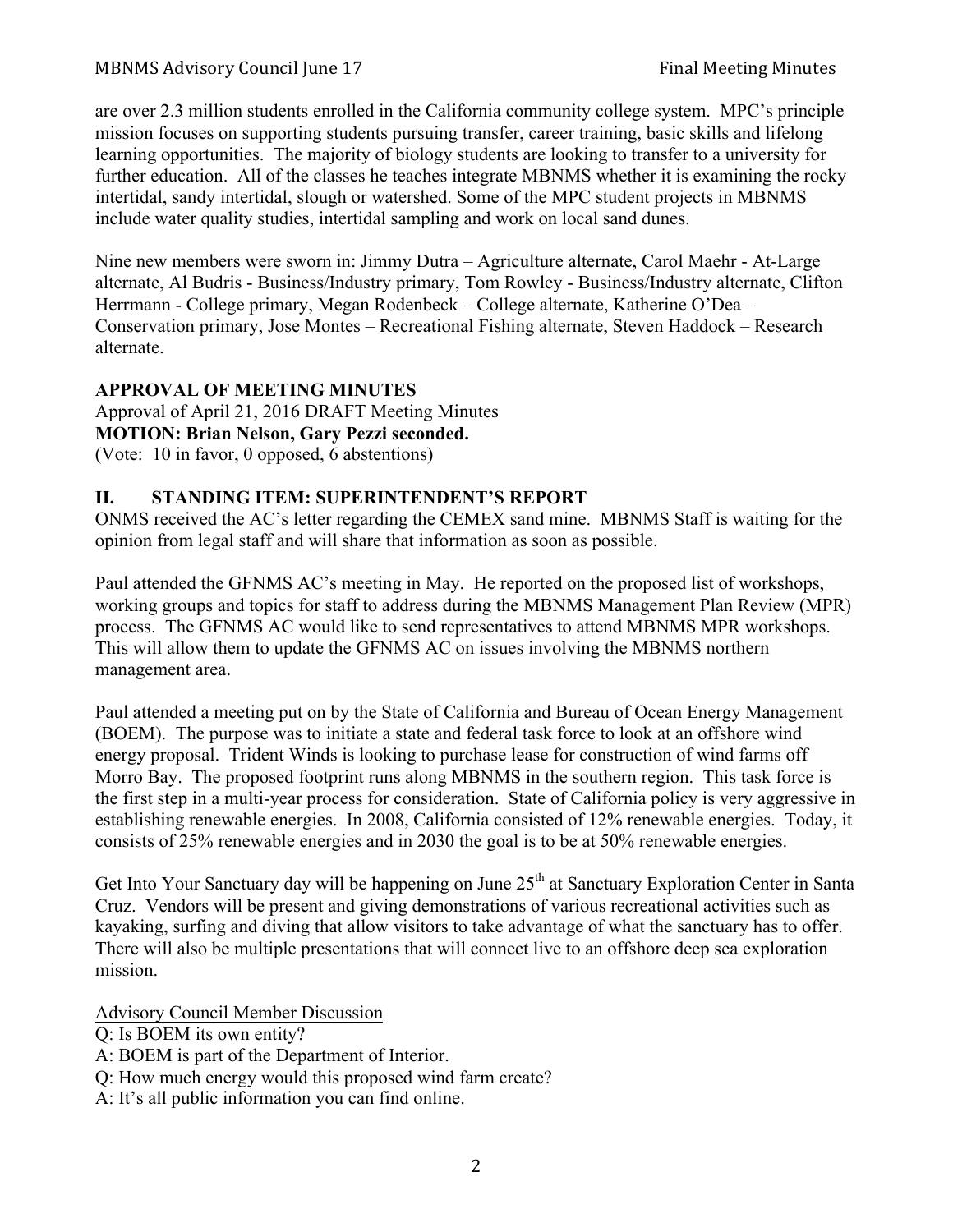are over 2.3 million students enrolled in the California community college system. MPC's principle mission focuses on supporting students pursuing transfer, career training, basic skills and lifelong learning opportunities. The majority of biology students are looking to transfer to a university for further education. All of the classes he teaches integrate MBNMS whether it is examining the rocky intertidal, sandy intertidal, slough or watershed. Some of the MPC student projects in MBNMS include water quality studies, intertidal sampling and work on local sand dunes.

Nine new members were sworn in: Jimmy Dutra – Agriculture alternate, Carol Maehr - At-Large alternate, Al Budris - Business/Industry primary, Tom Rowley - Business/Industry alternate, Clifton Herrmann - College primary, Megan Rodenbeck – College alternate, Katherine O'Dea – Conservation primary, Jose Montes – Recreational Fishing alternate, Steven Haddock – Research alternate.

**APPROVAL OF MEETING MINUTES**

Approval of April 21, 2016 DRAFT Meeting Minutes

**MOTION: Brian Nelson, Gary Pezzi seconded.**

(Vote: 10 in favor, 0 opposed, 6 abstentions)

## II. STANDING ITEM: SUPERINTENDENT'S REPORT

ONMS received the AC's letter regarding the CEMEX sand mine. MBNMS Staff is waiting for the opinion from legal staff and will share that information as soon as possible.

Paul attended the GFNMS AC's meeting in May. He reported on the proposed list of workshops, working groups and topics for staff to address during the MBNMS Management Plan Review (MPR) process. The GFNMS AC would like to send representatives to attend MBNMS MPR workshops. This will allow them to update the GFNMS AC on issues involving the MBNMS northern management area.

Paul attended a meeting put on by the State of California and Bureau of Ocean Energy Management (BOEM). The purpose was to initiate a state and federal task force to look at an offshore wind energy proposal. Trident Winds is looking to purchase lease for construction of wind farms off Morro Bay. The proposed footprint runs along MBNMS in the southern region. This task force is the first step in a multi-year process for consideration. State of California policy is very aggressive in establishing renewable energies. In 2008, California consisted of 12% renewable energies. Today, it consists of 25% renewable energies and in 2030 the goal is to be at 50% renewable energies.

Get Into Your Sanctuary day will be happening on June 25th at Sanctuary Exploration Center in Santa Cruz. Vendors will be present and giving demonstrations of various recreational activities such as kayaking, surfing and diving that allow visitors to take advantage of what the sanctuary has to offer. There will also be multiple presentations that will connect live to an offshore deep sea exploration mission.

Advisory Council Member Discussion

Q: Is BOEM its own entity?

A: BOEM is part of the Department of Interior.

Q: How much energy would this proposed wind farm create?

A: It's all public information you can find online.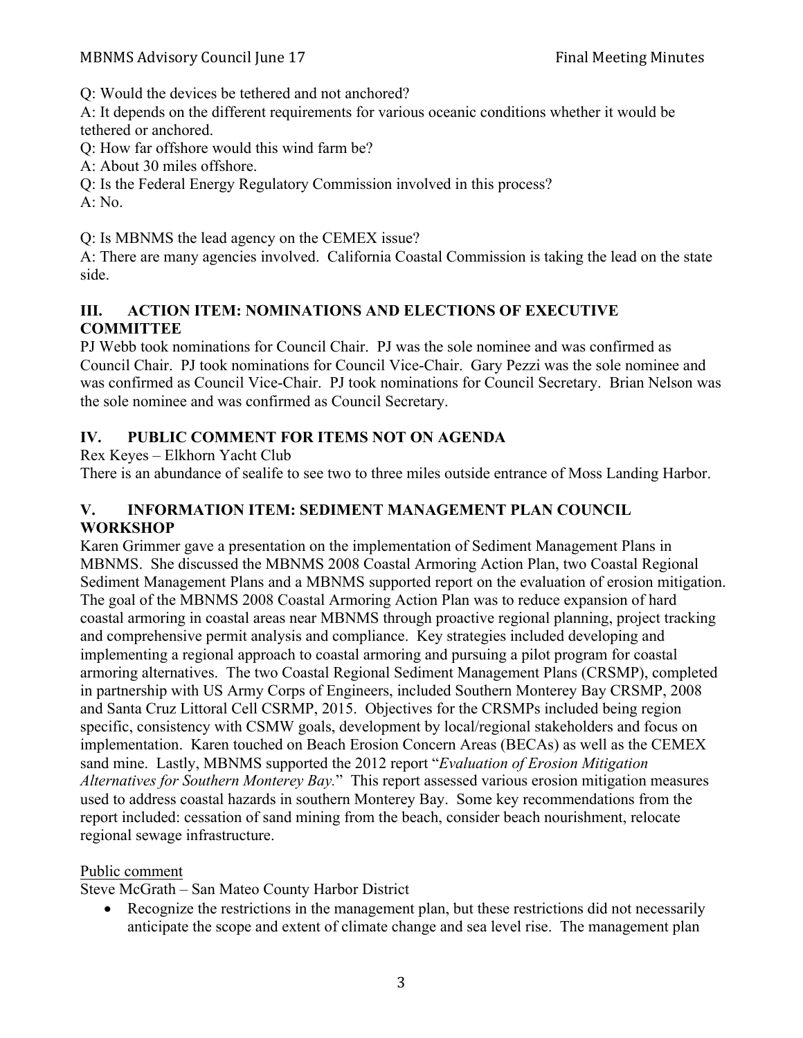Q: Would the devices be tethered and not anchored?

A: It depends on the different requirements for various oceanic conditions whether it would be tethered or anchored.

Q: How far offshore would this wind farm be?

A: About 30 miles offshore.

Q: Is the Federal Energy Regulatory Commission involved in this process?

A: No.

Q: Is MBNMS the lead agency on the CEMEX issue?

A: There are many agencies involved. California Coastal Commission is taking the lead on the state side.

## III. ACTION ITEM: NOMINATIONS AND ELECTIONS OF EXECUTIVE COMMITTEE

PJ Webb took nominations for Council Chair. PJ was the sole nominee and was confirmed as Council Chair. PJ took nominations for Council Vice-Chair. Gary Pezzi was the sole nominee and was confirmed as Council Vice-Chair. PJ took nominations for Council Secretary. Brian Nelson was the sole nominee and was confirmed as Council Secretary.

## IV. PUBLIC COMMENT FOR ITEMS NOT ON AGENDA

Rex Keyes – Elkhorn Yacht Club

There is an abundance of sealife to see two to three miles outside entrance of Moss Landing Harbor.

## V. INFORMATION ITEM: SEDIMENT MANAGEMENT PLAN COUNCIL WORKSHOP

Karen Grimmer gave a presentation on the implementation of Sediment Management Plans in MBNMS. She discussed the MBNMS 2008 Coastal Armoring Action Plan, two Coastal Regional Sediment Management Plans and a MBNMS supported report on the evaluation of erosion mitigation. The goal of the MBNMS 2008 Coastal Armoring Action Plan was to reduce expansion of hard coastal armoring in coastal areas near MBNMS through proactive regional planning, project tracking and comprehensive permit analysis and compliance. Key strategies included developing and implementing a regional approach to coastal armoring and pursuing a pilot program for coastal armoring alternatives. The two Coastal Regional Sediment Management Plans (CRSMP), completed in partnership with US Army Corps of Engineers, included Southern Monterey Bay CRSMP, 2008 and Santa Cruz Littoral Cell CSRMP, 2015. Objectives for the CRSMPs included being region specific, consistency with CSMW goals, development by local/regional stakeholders and focus on implementation. Karen touched on Beach Erosion Concern Areas (BECAs) as well as the CEMEX sand mine. Lastly, MBNMS supported the 2012 report "*Evaluation of Erosion Mitigation Alternatives for Southern Monterey Bay.*" This report assessed various erosion mitigation measures used to address coastal hazards in southern Monterey Bay. Some key recommendations from the report included: cessation of sand mining from the beach, consider beach nourishment, relocate regional sewage infrastructure.

<u>Public comment</u>

Steve McGrath – San Mateo County Harbor District

- Recognize the restrictions in the management plan, but these restrictions did not necessarily anticipate the scope and extent of climate change and sea level rise. The management plan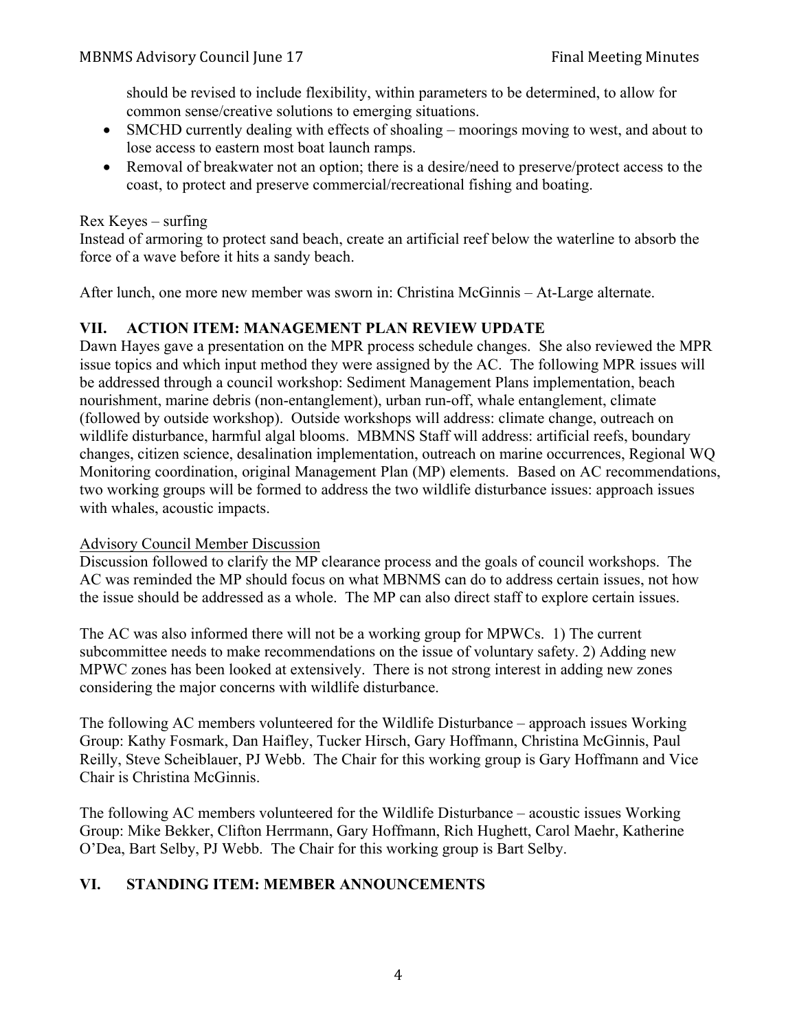should be revised to include flexibility, within parameters to be determined, to allow for common sense/creative solutions to emerging situations.

- SMCHD currently dealing with effects of shoaling – moorings moving to west, and about to lose access to eastern most boat launch ramps.
- Removal of breakwater not an option; there is a desire/need to preserve/protect access to the coast, to protect and preserve commercial/recreational fishing and boating.

Rex Keyes – surfing
Instead of armoring to protect sand beach, create an artificial reef below the waterline to absorb the force of a wave before it hits a sandy beach.

After lunch, one more new member was sworn in: Christina McGinnis – At-Large alternate.

## VII. ACTION ITEM: MANAGEMENT PLAN REVIEW UPDATE

Dawn Hayes gave a presentation on the MPR process schedule changes. She also reviewed the MPR issue topics and which input method they were assigned by the AC. The following MPR issues will be addressed through a council workshop: Sediment Management Plans implementation, beach nourishment, marine debris (non-entanglement), urban run-off, whale entanglement, climate (followed by outside workshop). Outside workshops will address: climate change, outreach on wildlife disturbance, harmful algal blooms. MBMNS Staff will address: artificial reefs, boundary changes, citizen science, desalination implementation, outreach on marine occurrences, Regional WQ Monitoring coordination, original Management Plan (MP) elements. Based on AC recommendations, two working groups will be formed to address the two wildlife disturbance issues: approach issues with whales, acoustic impacts.

Advisory Council Member Discussion
Discussion followed to clarify the MP clearance process and the goals of council workshops. The AC was reminded the MP should focus on what MBNMS can do to address certain issues, not how the issue should be addressed as a whole. The MP can also direct staff to explore certain issues.

The AC was also informed there will not be a working group for MPWCs. 1) The current subcommittee needs to make recommendations on the issue of voluntary safety. 2) Adding new MPWC zones has been looked at extensively. There is not strong interest in adding new zones considering the major concerns with wildlife disturbance.

The following AC members volunteered for the Wildlife Disturbance – approach issues Working Group: Kathy Fosmark, Dan Haifley, Tucker Hirsch, Gary Hoffmann, Christina McGinnis, Paul Reilly, Steve Scheiblauer, PJ Webb. The Chair for this working group is Gary Hoffmann and Vice Chair is Christina McGinnis.

The following AC members volunteered for the Wildlife Disturbance – acoustic issues Working Group: Mike Bekker, Clifton Herrmann, Gary Hoffmann, Rich Hughett, Carol Maehr, Katherine O'Dea, Bart Selby, PJ Webb. The Chair for this working group is Bart Selby.

## VI. STANDING ITEM: MEMBER ANNOUNCEMENTS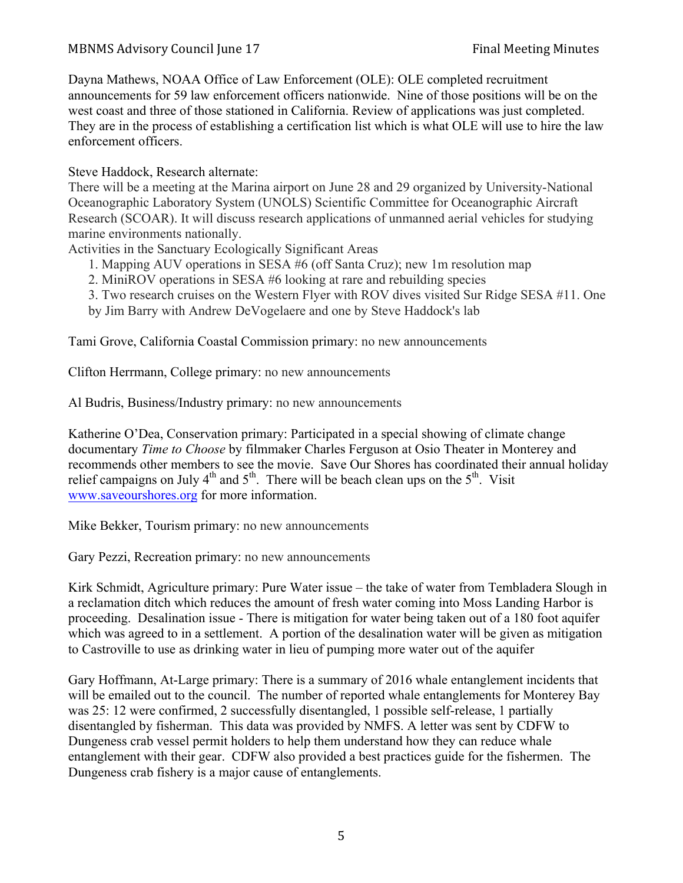Dayna Mathews, NOAA Office of Law Enforcement (OLE): OLE completed recruitment announcements for 59 law enforcement officers nationwide. Nine of those positions will be on the west coast and three of those stationed in California. Review of applications was just completed. They are in the process of establishing a certification list which is what OLE will use to hire the law enforcement officers.

Steve Haddock, Research alternate:
There will be a meeting at the Marina airport on June 28 and 29 organized by University-National Oceanographic Laboratory System (UNOLS) Scientific Committee for Oceanographic Aircraft Research (SCOAR). It will discuss research applications of unmanned aerial vehicles for studying marine environments nationally.
Activities in the Sanctuary Ecologically Significant Areas

1. Mapping AUV operations in SESA #6 (off Santa Cruz); new 1m resolution map
2. MiniROV operations in SESA #6 looking at rare and rebuilding species
3. Two research cruises on the Western Flyer with ROV dives visited Sur Ridge SESA #11. One by Jim Barry with Andrew DeVogelaere and one by Steve Haddock's lab

Tami Grove, California Coastal Commission primary: no new announcements

Clifton Herrmann, College primary: no new announcements

Al Budris, Business/Industry primary: no new announcements

Katherine O'Dea, Conservation primary: Participated in a special showing of climate change documentary *Time to Choose* by filmmaker Charles Ferguson at Osio Theater in Monterey and recommends other members to see the movie. Save Our Shores has coordinated their annual holiday relief campaigns on July 4th and 5th. There will be beach clean ups on the 5th. Visit www.saveourshores.org for more information.

Mike Bekker, Tourism primary: no new announcements

Gary Pezzi, Recreation primary: no new announcements

Kirk Schmidt, Agriculture primary: Pure Water issue – the take of water from Tembladera Slough in a reclamation ditch which reduces the amount of fresh water coming into Moss Landing Harbor is proceeding. Desalination issue - There is mitigation for water being taken out of a 180 foot aquifer which was agreed to in a settlement. A portion of the desalination water will be given as mitigation to Castroville to use as drinking water in lieu of pumping more water out of the aquifer

Gary Hoffmann, At-Large primary: There is a summary of 2016 whale entanglement incidents that will be emailed out to the council. The number of reported whale entanglements for Monterey Bay was 25: 12 were confirmed, 2 successfully disentangled, 1 possible self-release, 1 partially disentangled by fisherman. This data was provided by NMFS. A letter was sent by CDFW to Dungeness crab vessel permit holders to help them understand how they can reduce whale entanglement with their gear. CDFW also provided a best practices guide for the fishermen. The Dungeness crab fishery is a major cause of entanglements.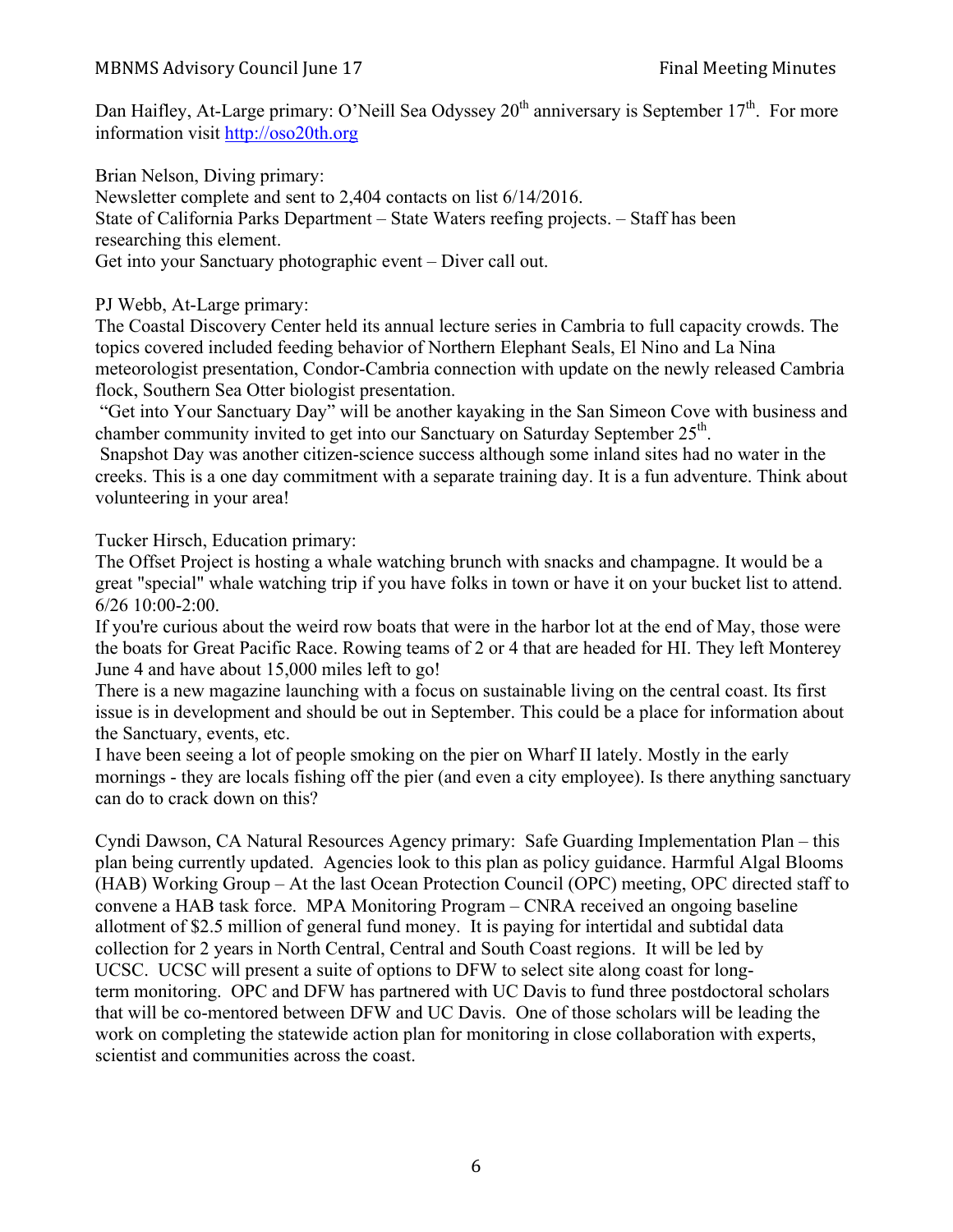Dan Haifley, At-Large primary: O'Neill Sea Odyssey 20th anniversary is September 17th. For more information visit http://oso20th.org

Brian Nelson, Diving primary:
Newsletter complete and sent to 2,404 contacts on list 6/14/2016.
State of California Parks Department – State Waters reefing projects. – Staff has been researching this element.
Get into your Sanctuary photographic event – Diver call out.

PJ Webb, At-Large primary:
The Coastal Discovery Center held its annual lecture series in Cambria to full capacity crowds. The topics covered included feeding behavior of Northern Elephant Seals, El Nino and La Nina meteorologist presentation, Condor-Cambria connection with update on the newly released Cambria flock, Southern Sea Otter biologist presentation.
"Get into Your Sanctuary Day" will be another kayaking in the San Simeon Cove with business and chamber community invited to get into our Sanctuary on Saturday September 25th.
Snapshot Day was another citizen-science success although some inland sites had no water in the creeks. This is a one day commitment with a separate training day. It is a fun adventure. Think about volunteering in your area!

Tucker Hirsch, Education primary:
The Offset Project is hosting a whale watching brunch with snacks and champagne. It would be a great "special" whale watching trip if you have folks in town or have it on your bucket list to attend. 6/26 10:00-2:00.
If you're curious about the weird row boats that were in the harbor lot at the end of May, those were the boats for Great Pacific Race. Rowing teams of 2 or 4 that are headed for HI. They left Monterey June 4 and have about 15,000 miles left to go!
There is a new magazine launching with a focus on sustainable living on the central coast. Its first issue is in development and should be out in September. This could be a place for information about the Sanctuary, events, etc.
I have been seeing a lot of people smoking on the pier on Wharf II lately. Mostly in the early mornings - they are locals fishing off the pier (and even a city employee). Is there anything sanctuary can do to crack down on this?

Cyndi Dawson, CA Natural Resources Agency primary: Safe Guarding Implementation Plan – this plan being currently updated. Agencies look to this plan as policy guidance. Harmful Algal Blooms (HAB) Working Group – At the last Ocean Protection Council (OPC) meeting, OPC directed staff to convene a HAB task force. MPA Monitoring Program – CNRA received an ongoing baseline allotment of $2.5 million of general fund money. It is paying for intertidal and subtidal data collection for 2 years in North Central, Central and South Coast regions. It will be led by UCSC. UCSC will present a suite of options to DFW to select site along coast for long-term monitoring. OPC and DFW has partnered with UC Davis to fund three postdoctoral scholars that will be co-mentored between DFW and UC Davis. One of those scholars will be leading the work on completing the statewide action plan for monitoring in close collaboration with experts, scientist and communities across the coast.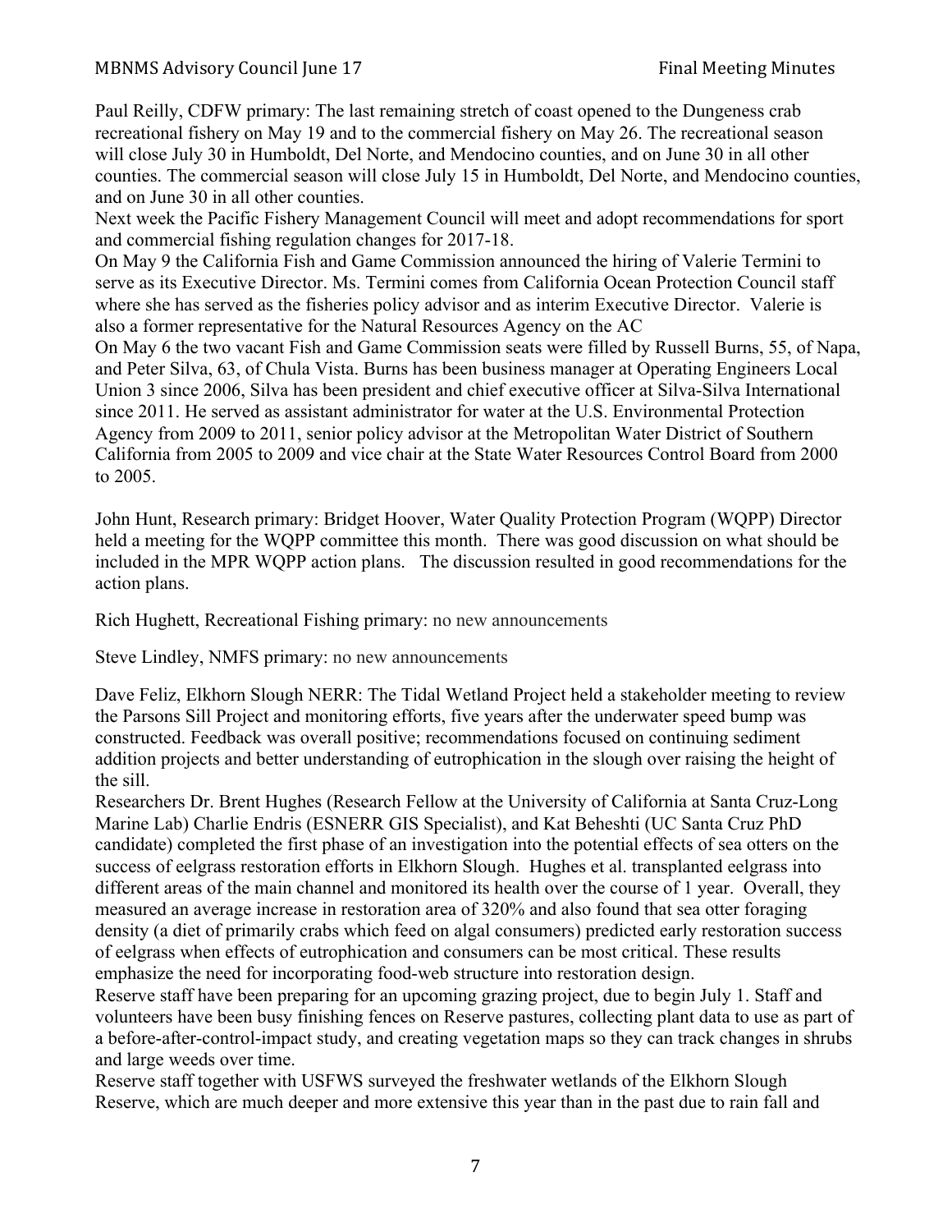Paul Reilly, CDFW primary: The last remaining stretch of coast opened to the Dungeness crab recreational fishery on May 19 and to the commercial fishery on May 26. The recreational season will close July 30 in Humboldt, Del Norte, and Mendocino counties, and on June 30 in all other counties. The commercial season will close July 15 in Humboldt, Del Norte, and Mendocino counties, and on June 30 in all other counties.

Next week the Pacific Fishery Management Council will meet and adopt recommendations for sport and commercial fishing regulation changes for 2017-18.

On May 9 the California Fish and Game Commission announced the hiring of Valerie Termini to serve as its Executive Director. Ms. Termini comes from California Ocean Protection Council staff where she has served as the fisheries policy advisor and as interim Executive Director. Valerie is also a former representative for the Natural Resources Agency on the AC

On May 6 the two vacant Fish and Game Commission seats were filled by Russell Burns, 55, of Napa, and Peter Silva, 63, of Chula Vista. Burns has been business manager at Operating Engineers Local Union 3 since 2006, Silva has been president and chief executive officer at Silva-Silva International since 2011. He served as assistant administrator for water at the U.S. Environmental Protection Agency from 2009 to 2011, senior policy advisor at the Metropolitan Water District of Southern California from 2005 to 2009 and vice chair at the State Water Resources Control Board from 2000 to 2005.

John Hunt, Research primary: Bridget Hoover, Water Quality Protection Program (WQPP) Director held a meeting for the WQPP committee this month. There was good discussion on what should be included in the MPR WQPP action plans. The discussion resulted in good recommendations for the action plans.

Rich Hughett, Recreational Fishing primary: no new announcements

Steve Lindley, NMFS primary: no new announcements

Dave Feliz, Elkhorn Slough NERR: The Tidal Wetland Project held a stakeholder meeting to review the Parsons Sill Project and monitoring efforts, five years after the underwater speed bump was constructed. Feedback was overall positive; recommendations focused on continuing sediment addition projects and better understanding of eutrophication in the slough over raising the height of the sill.

Researchers Dr. Brent Hughes (Research Fellow at the University of California at Santa Cruz-Long Marine Lab) Charlie Endris (ESNERR GIS Specialist), and Kat Beheshti (UC Santa Cruz PhD candidate) completed the first phase of an investigation into the potential effects of sea otters on the success of eelgrass restoration efforts in Elkhorn Slough. Hughes et al. transplanted eelgrass into different areas of the main channel and monitored its health over the course of 1 year. Overall, they measured an average increase in restoration area of 320% and also found that sea otter foraging density (a diet of primarily crabs which feed on algal consumers) predicted early restoration success of eelgrass when effects of eutrophication and consumers can be most critical. These results emphasize the need for incorporating food-web structure into restoration design.

Reserve staff have been preparing for an upcoming grazing project, due to begin July 1. Staff and volunteers have been busy finishing fences on Reserve pastures, collecting plant data to use as part of a before-after-control-impact study, and creating vegetation maps so they can track changes in shrubs and large weeds over time.

Reserve staff together with USFWS surveyed the freshwater wetlands of the Elkhorn Slough Reserve, which are much deeper and more extensive this year than in the past due to rain fall and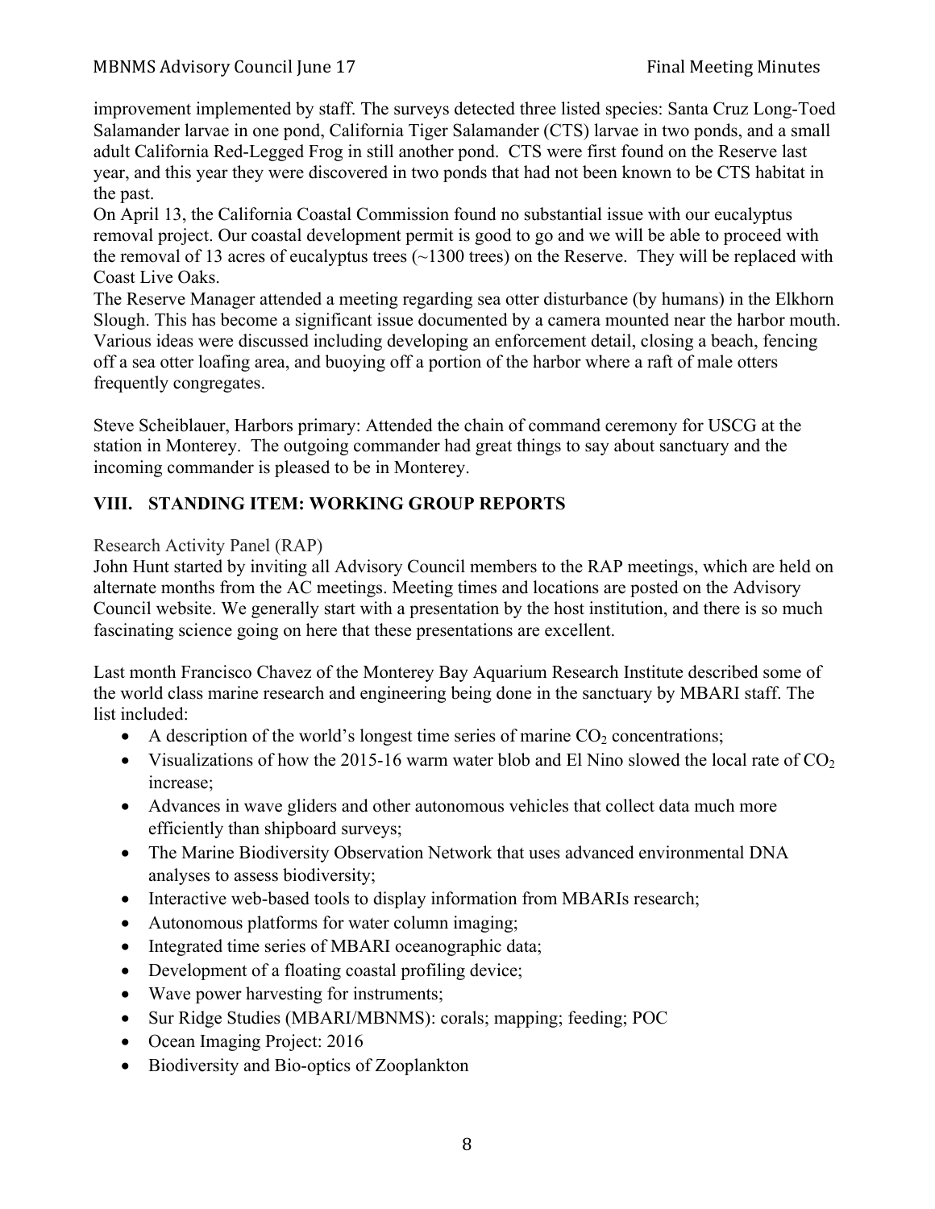improvement implemented by staff. The surveys detected three listed species: Santa Cruz Long-Toed Salamander larvae in one pond, California Tiger Salamander (CTS) larvae in two ponds, and a small adult California Red-Legged Frog in still another pond. CTS were first found on the Reserve last year, and this year they were discovered in two ponds that had not been known to be CTS habitat in the past.

On April 13, the California Coastal Commission found no substantial issue with our eucalyptus removal project. Our coastal development permit is good to go and we will be able to proceed with the removal of 13 acres of eucalyptus trees (~1300 trees) on the Reserve. They will be replaced with Coast Live Oaks.

The Reserve Manager attended a meeting regarding sea otter disturbance (by humans) in the Elkhorn Slough. This has become a significant issue documented by a camera mounted near the harbor mouth. Various ideas were discussed including developing an enforcement detail, closing a beach, fencing off a sea otter loafing area, and buoying off a portion of the harbor where a raft of male otters frequently congregates.

Steve Scheiblauer, Harbors primary: Attended the chain of command ceremony for USCG at the station in Monterey. The outgoing commander had great things to say about sanctuary and the incoming commander is pleased to be in Monterey.

## VIII. STANDING ITEM: WORKING GROUP REPORTS

### Research Activity Panel (RAP)

John Hunt started by inviting all Advisory Council members to the RAP meetings, which are held on alternate months from the AC meetings. Meeting times and locations are posted on the Advisory Council website. We generally start with a presentation by the host institution, and there is so much fascinating science going on here that these presentations are excellent.

Last month Francisco Chavez of the Monterey Bay Aquarium Research Institute described some of the world class marine research and engineering being done in the sanctuary by MBARI staff. The list included:

- A description of the world's longest time series of marine $CO_2$ concentrations;
- Visualizations of how the 2015-16 warm water blob and El Nino slowed the local rate of $CO_2$ increase;
- Advances in wave gliders and other autonomous vehicles that collect data much more efficiently than shipboard surveys;
- The Marine Biodiversity Observation Network that uses advanced environmental DNA analyses to assess biodiversity;
- Interactive web-based tools to display information from MBARIs research;
- Autonomous platforms for water column imaging;
- Integrated time series of MBARI oceanographic data;
- Development of a floating coastal profiling device;
- Wave power harvesting for instruments;
- Sur Ridge Studies (MBARI/MBNMS): corals; mapping; feeding; POC
- Ocean Imaging Project: 2016
- Biodiversity and Bio-optics of Zooplankton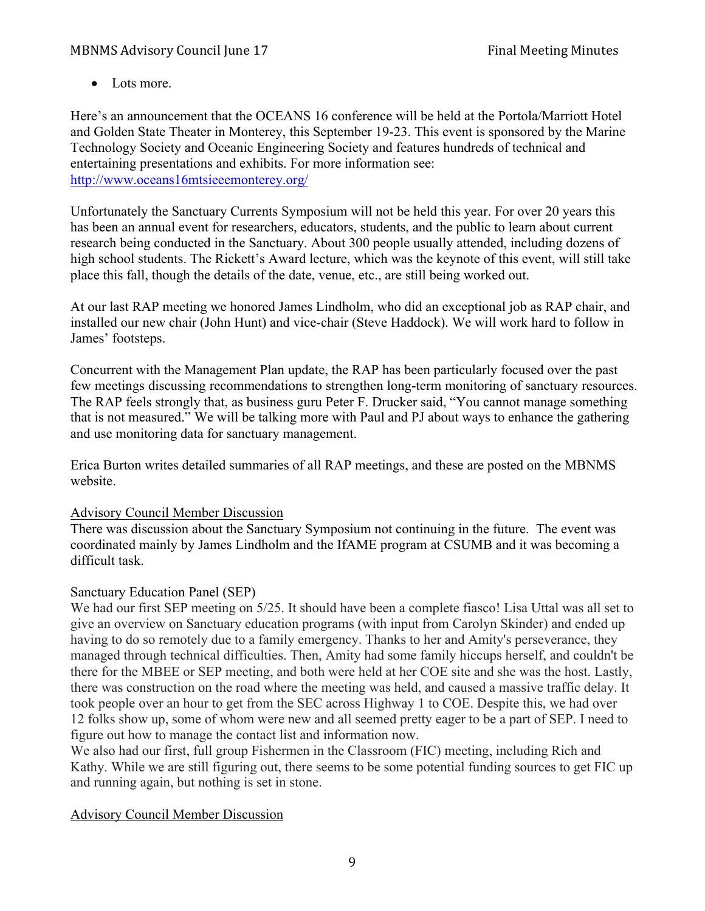- Lots more.

Here's an announcement that the OCEANS 16 conference will be held at the Portola/Marriott Hotel and Golden State Theater in Monterey, this September 19-23. This event is sponsored by the Marine Technology Society and Oceanic Engineering Society and features hundreds of technical and entertaining presentations and exhibits. For more information see: http://www.oceans16mtsieeemonterey.org/

Unfortunately the Sanctuary Currents Symposium will not be held this year. For over 20 years this has been an annual event for researchers, educators, students, and the public to learn about current research being conducted in the Sanctuary. About 300 people usually attended, including dozens of high school students. The Rickett's Award lecture, which was the keynote of this event, will still take place this fall, though the details of the date, venue, etc., are still being worked out.

At our last RAP meeting we honored James Lindholm, who did an exceptional job as RAP chair, and installed our new chair (John Hunt) and vice-chair (Steve Haddock). We will work hard to follow in James' footsteps.

Concurrent with the Management Plan update, the RAP has been particularly focused over the past few meetings discussing recommendations to strengthen long-term monitoring of sanctuary resources. The RAP feels strongly that, as business guru Peter F. Drucker said, "You cannot manage something that is not measured." We will be talking more with Paul and PJ about ways to enhance the gathering and use monitoring data for sanctuary management.

Erica Burton writes detailed summaries of all RAP meetings, and these are posted on the MBNMS website.

Advisory Council Member Discussion

There was discussion about the Sanctuary Symposium not continuing in the future. The event was coordinated mainly by James Lindholm and the IfAME program at CSUMB and it was becoming a difficult task.

Sanctuary Education Panel (SEP)

We had our first SEP meeting on 5/25. It should have been a complete fiasco! Lisa Uttal was all set to give an overview on Sanctuary education programs (with input from Carolyn Skinder) and ended up having to do so remotely due to a family emergency. Thanks to her and Amity's perseverance, they managed through technical difficulties. Then, Amity had some family hiccups herself, and couldn't be there for the MBEE or SEP meeting, and both were held at her COE site and she was the host. Lastly, there was construction on the road where the meeting was held, and caused a massive traffic delay. It took people over an hour to get from the SEC across Highway 1 to COE. Despite this, we had over 12 folks show up, some of whom were new and all seemed pretty eager to be a part of SEP. I need to figure out how to manage the contact list and information now.

We also had our first, full group Fishermen in the Classroom (FIC) meeting, including Rich and Kathy. While we are still figuring out, there seems to be some potential funding sources to get FIC up and running again, but nothing is set in stone.

Advisory Council Member Discussion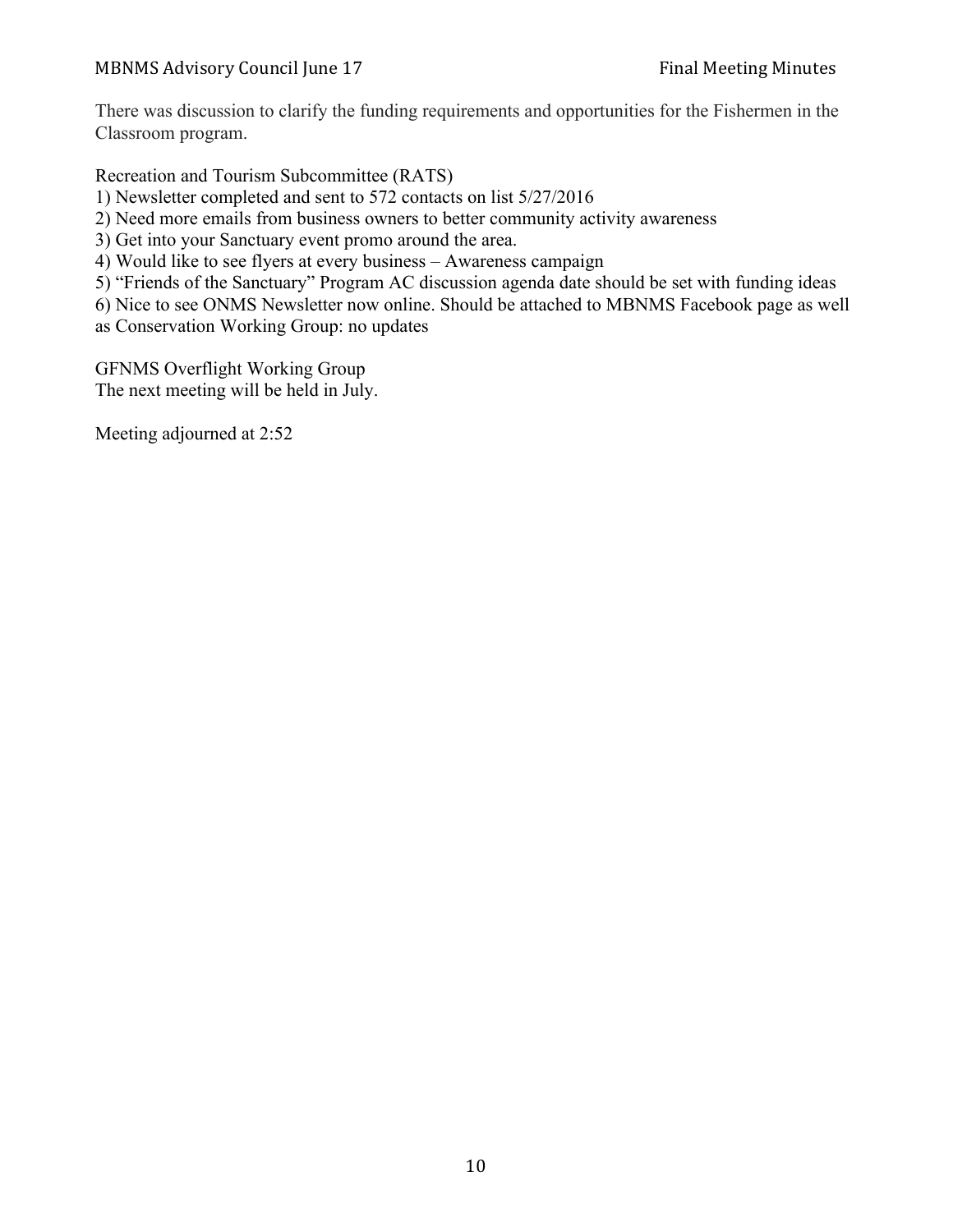There was discussion to clarify the funding requirements and opportunities for the Fishermen in the Classroom program.

Recreation and Tourism Subcommittee (RATS)

1) Newsletter completed and sent to 572 contacts on list 5/27/2016
2) Need more emails from business owners to better community activity awareness
3) Get into your Sanctuary event promo around the area.
4) Would like to see flyers at every business – Awareness campaign
5) "Friends of the Sanctuary" Program AC discussion agenda date should be set with funding ideas
6) Nice to see ONMS Newsletter now online. Should be attached to MBNMS Facebook page as well as Conservation Working Group: no updates

GFNMS Overflight Working Group
The next meeting will be held in July.

Meeting adjourned at 2:52